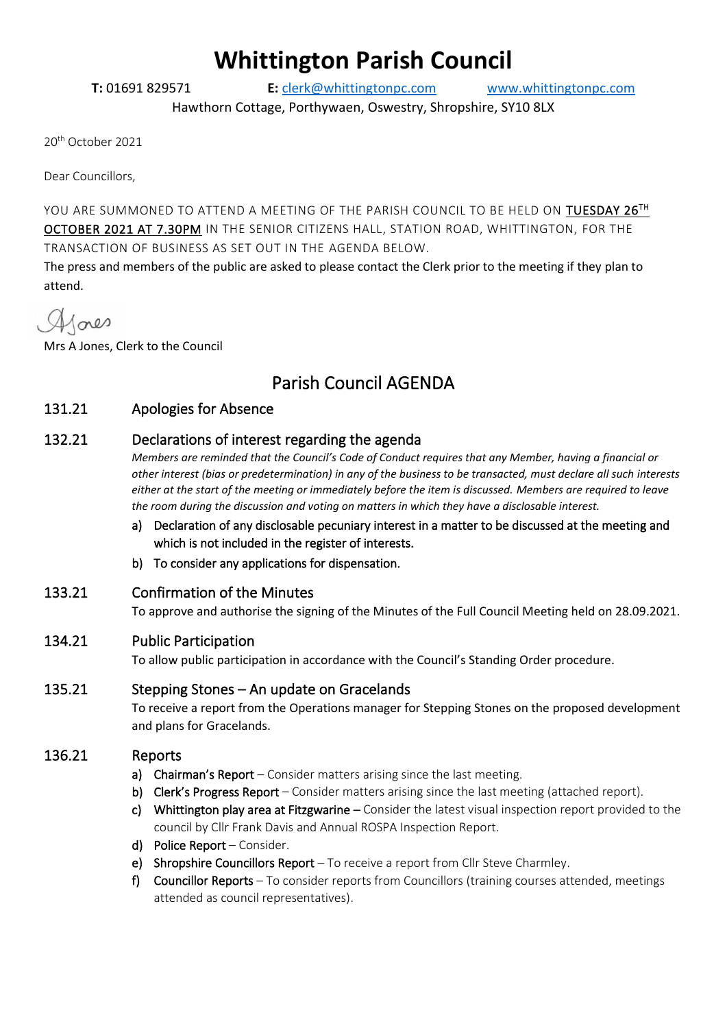# Whittington Parish Council

**T:** 01691 829571 **E:** clerk@whittingtonpc.com www.whittingtonpc.com

Hawthorn Cottage, Porthywaen, Oswestry, Shropshire, SY10 8LX

20th October 2021

Dear Councillors,

YOU ARE SUMMONED TO ATTEND A MEETING OF THE PARISH COUNCIL TO BE HELD ON TUESDAY 26TH OCTOBER 2021 AT 7.30PM IN THE SENIOR CITIZENS HALL, STATION ROAD, WHITTINGTON, FOR THE TRANSACTION OF BUSINESS AS SET OUT IN THE AGENDA BELOW.

The press and members of the public are asked to please contact the Clerk prior to the meeting if they plan to attend.

AJones

Mrs A Jones, Clerk to the Council

## Parish Council AGENDA

### 131.21 Apologies for Absence

### 132.21 Declarations of interest regarding the agenda

*Members are reminded that the Council's Code of Conduct requires that any Member, having a financial or other interest (bias or predetermination) in any of the business to be transacted, must declare all such interests either at the start of the meeting or immediately before the item is discussed. Members are required to leave the room during the discussion and voting on matters in which they have a disclosable interest.*

a) Declaration of any disclosable pecuniary interest in a matter to be discussed at the meeting and which is not included in the register of interests.

b) To consider any applications for dispensation.

### 133.21 Confirmation of the Minutes

To approve and authorise the signing of the Minutes of the Full Council Meeting held on 28.09.2021.

### 134.21 Public Participation

To allow public participation in accordance with the Council's Standing Order procedure.

### 135.21 Stepping Stones – An update on Gracelands

To receive a report from the Operations manager for Stepping Stones on the proposed development and plans for Gracelands.

### 136.21 Reports

a) **Chairman's Report** – Consider matters arising since the last meeting.

b) **Clerk's Progress Report** – Consider matters arising since the last meeting (attached report).

c) **Whittington play area at Fitzgwarine** – Consider the latest visual inspection report provided to the council by Cllr Frank Davis and Annual ROSPA Inspection Report.

d) **Police Report** – Consider.

e) **Shropshire Councillors Report** – To receive a report from Cllr Steve Charmley.

f) **Councillor Reports** – To consider reports from Councillors (training courses attended, meetings attended as council representatives).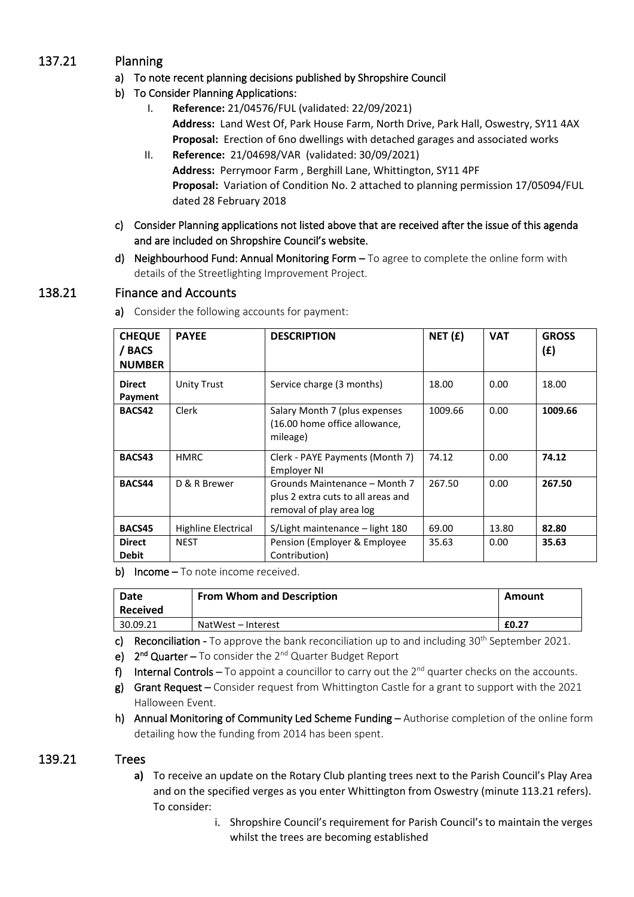## 137.21 Planning

a) To note recent planning decisions published by Shropshire Council

b) To Consider Planning Applications:

   I. **Reference:** 21/04576/FUL (validated: 22/09/2021)
   **Address:** Land West Of, Park House Farm, North Drive, Park Hall, Oswestry, SY11 4AX
   **Proposal:** Erection of 6no dwellings with detached garages and associated works

   II. **Reference:** 21/04698/VAR (validated: 30/09/2021)
   **Address:** Perrymoor Farm , Berghill Lane, Whittington, SY11 4PF
   **Proposal:** Variation of Condition No. 2 attached to planning permission 17/05094/FUL dated 28 February 2018

c) Consider Planning applications not listed above that are received after the issue of this agenda and are included on Shropshire Council's website.

d) Neighbourhood Fund: Annual Monitoring Form – To agree to complete the online form with details of the Streetlighting Improvement Project.

## 138.21 Finance and Accounts

a) Consider the following accounts for payment:

| CHEQUE / BACS NUMBER | PAYEE | DESCRIPTION | NET (£) | VAT | GROSS (£) |
|---|---|---|---|---|---|
| **Direct Payment** | Unity Trust | Service charge (3 months) | 18.00 | 0.00 | 18.00 |
| **BACS42** | Clerk | Salary Month 7 (plus expenses (16.00 home office allowance, mileage) | 1009.66 | 0.00 | **1009.66** |
| **BACS43** | HMRC | Clerk - PAYE Payments (Month 7) Employer NI | 74.12 | 0.00 | **74.12** |
| **BACS44** | D & R Brewer | Grounds Maintenance – Month 7 plus 2 extra cuts to all areas and removal of play area log | 267.50 | 0.00 | **267.50** |
| **BACS45** | Highline Electrical | S/Light maintenance – light 180 | 69.00 | 13.80 | **82.80** |
| **Direct Debit** | NEST | Pension (Employer & Employee Contribution) | 35.63 | 0.00 | **35.63** |

b) Income – To note income received.

| Date Received | From Whom and Description | Amount |
|---|---|---|
| 30.09.21 | NatWest – Interest | **£0.27** |

c) Reconciliation - To approve the bank reconciliation up to and including 30th September 2021.

e) 2nd Quarter – To consider the 2nd Quarter Budget Report

f) Internal Controls – To appoint a councillor to carry out the 2nd quarter checks on the accounts.

g) Grant Request – Consider request from Whittington Castle for a grant to support with the 2021 Halloween Event.

h) Annual Monitoring of Community Led Scheme Funding – Authorise completion of the online form detailing how the funding from 2014 has been spent.

## 139.21 Trees

a) To receive an update on the Rotary Club planting trees next to the Parish Council's Play Area and on the specified verges as you enter Whittington from Oswestry (minute 113.21 refers). To consider:

   i. Shropshire Council's requirement for Parish Council's to maintain the verges whilst the trees are becoming established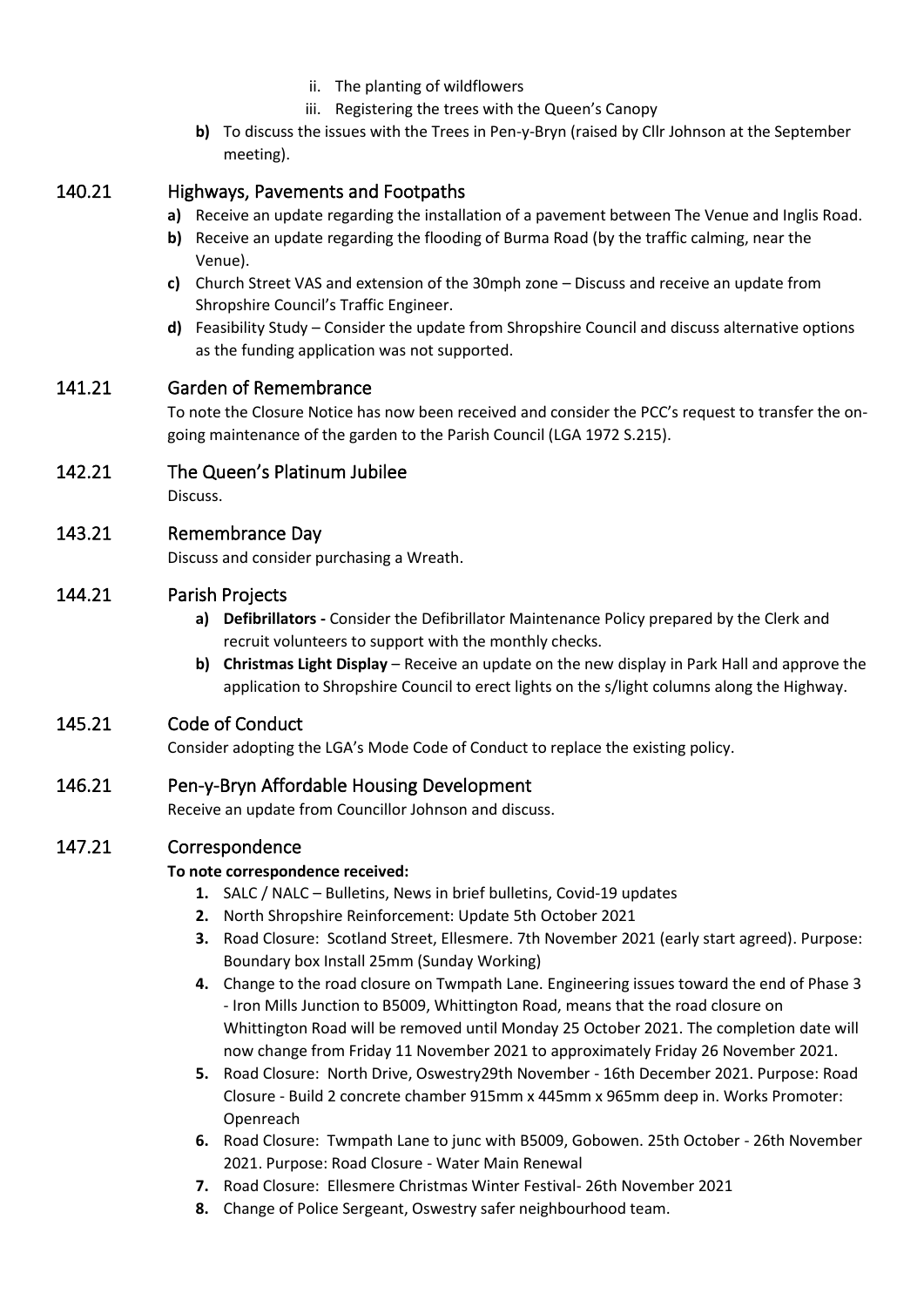- ii. The planting of wildflowers
   - iii. Registering the trees with the Queen's Canopy

**b)** To discuss the issues with the Trees in Pen-y-Bryn (raised by Cllr Johnson at the September meeting).

## 140.21 Highways, Pavements and Footpaths

**a)** Receive an update regarding the installation of a pavement between The Venue and Inglis Road.

**b)** Receive an update regarding the flooding of Burma Road (by the traffic calming, near the Venue).

**c)** Church Street VAS and extension of the 30mph zone – Discuss and receive an update from Shropshire Council's Traffic Engineer.

**d)** Feasibility Study – Consider the update from Shropshire Council and discuss alternative options as the funding application was not supported.

## 141.21 Garden of Remembrance

To note the Closure Notice has now been received and consider the PCC's request to transfer the on-going maintenance of the garden to the Parish Council (LGA 1972 S.215).

## 142.21 The Queen's Platinum Jubilee

Discuss.

## 143.21 Remembrance Day

Discuss and consider purchasing a Wreath.

## 144.21 Parish Projects

**a) Defibrillators -** Consider the Defibrillator Maintenance Policy prepared by the Clerk and recruit volunteers to support with the monthly checks.

**b) Christmas Light Display** – Receive an update on the new display in Park Hall and approve the application to Shropshire Council to erect lights on the s/light columns along the Highway.

## 145.21 Code of Conduct

Consider adopting the LGA's Mode Code of Conduct to replace the existing policy.

## 146.21 Pen-y-Bryn Affordable Housing Development

Receive an update from Councillor Johnson and discuss.

## 147.21 Correspondence

**To note correspondence received:**

1. SALC / NALC – Bulletins, News in brief bulletins, Covid-19 updates
2. North Shropshire Reinforcement: Update 5th October 2021
3. Road Closure: Scotland Street, Ellesmere. 7th November 2021 (early start agreed). Purpose: Boundary box Install 25mm (Sunday Working)
4. Change to the road closure on Twmpath Lane. Engineering issues toward the end of Phase 3 - Iron Mills Junction to B5009, Whittington Road, means that the road closure on Whittington Road will be removed until Monday 25 October 2021. The completion date will now change from Friday 11 November 2021 to approximately Friday 26 November 2021.
5. Road Closure: North Drive, Oswestry29th November - 16th December 2021. Purpose: Road Closure - Build 2 concrete chamber 915mm x 445mm x 965mm deep in. Works Promoter: Openreach
6. Road Closure: Twmpath Lane to junc with B5009, Gobowen. 25th October - 26th November 2021. Purpose: Road Closure - Water Main Renewal
7. Road Closure: Ellesmere Christmas Winter Festival- 26th November 2021
8. Change of Police Sergeant, Oswestry safer neighbourhood team.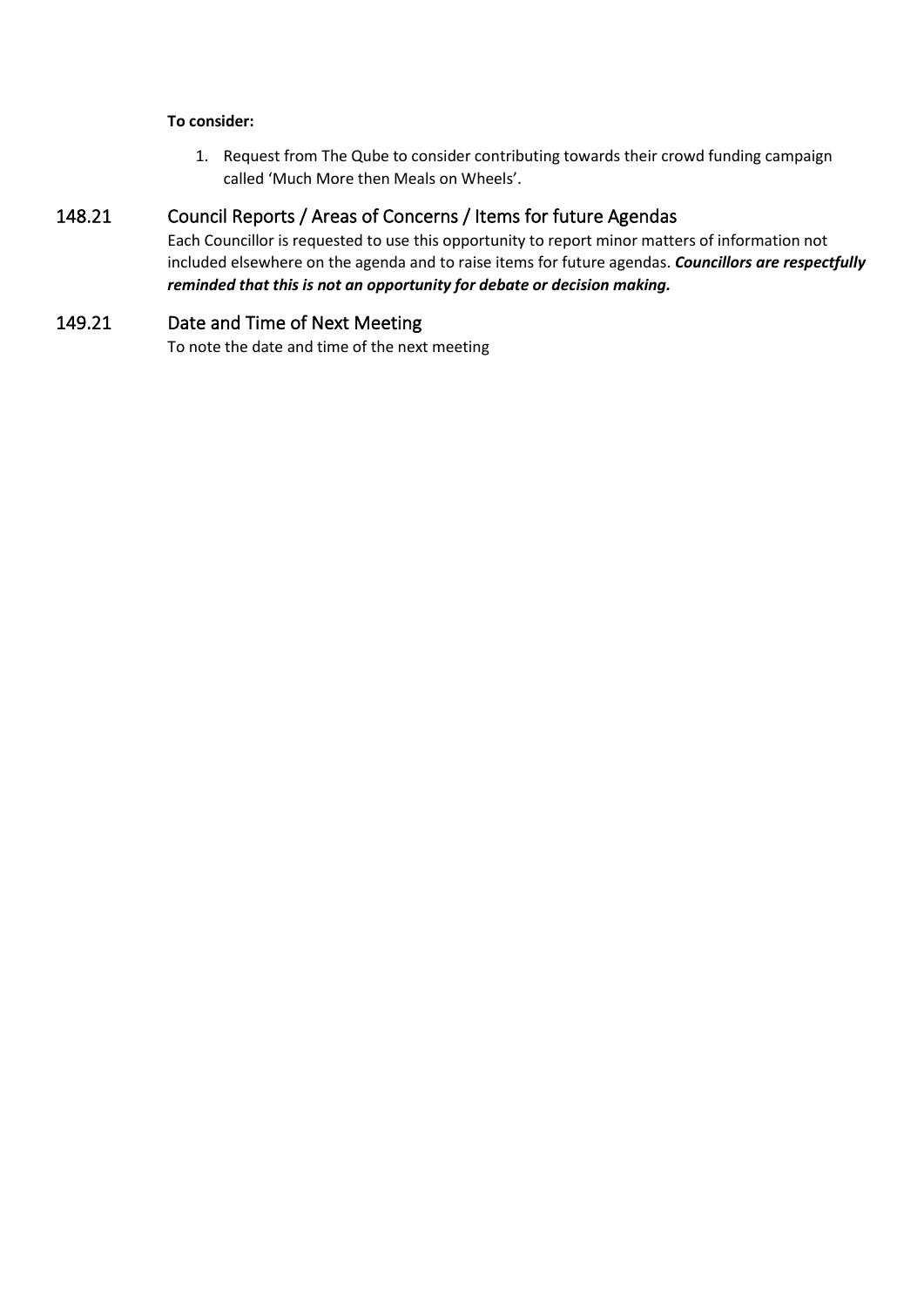**To consider:**

1. Request from The Qube to consider contributing towards their crowd funding campaign called 'Much More then Meals on Wheels'.

## 148.21 Council Reports / Areas of Concerns / Items for future Agendas

Each Councillor is requested to use this opportunity to report minor matters of information not included elsewhere on the agenda and to raise items for future agendas. ***Councillors are respectfully reminded that this is not an opportunity for debate or decision making.***

## 149.21 Date and Time of Next Meeting

To note the date and time of the next meeting